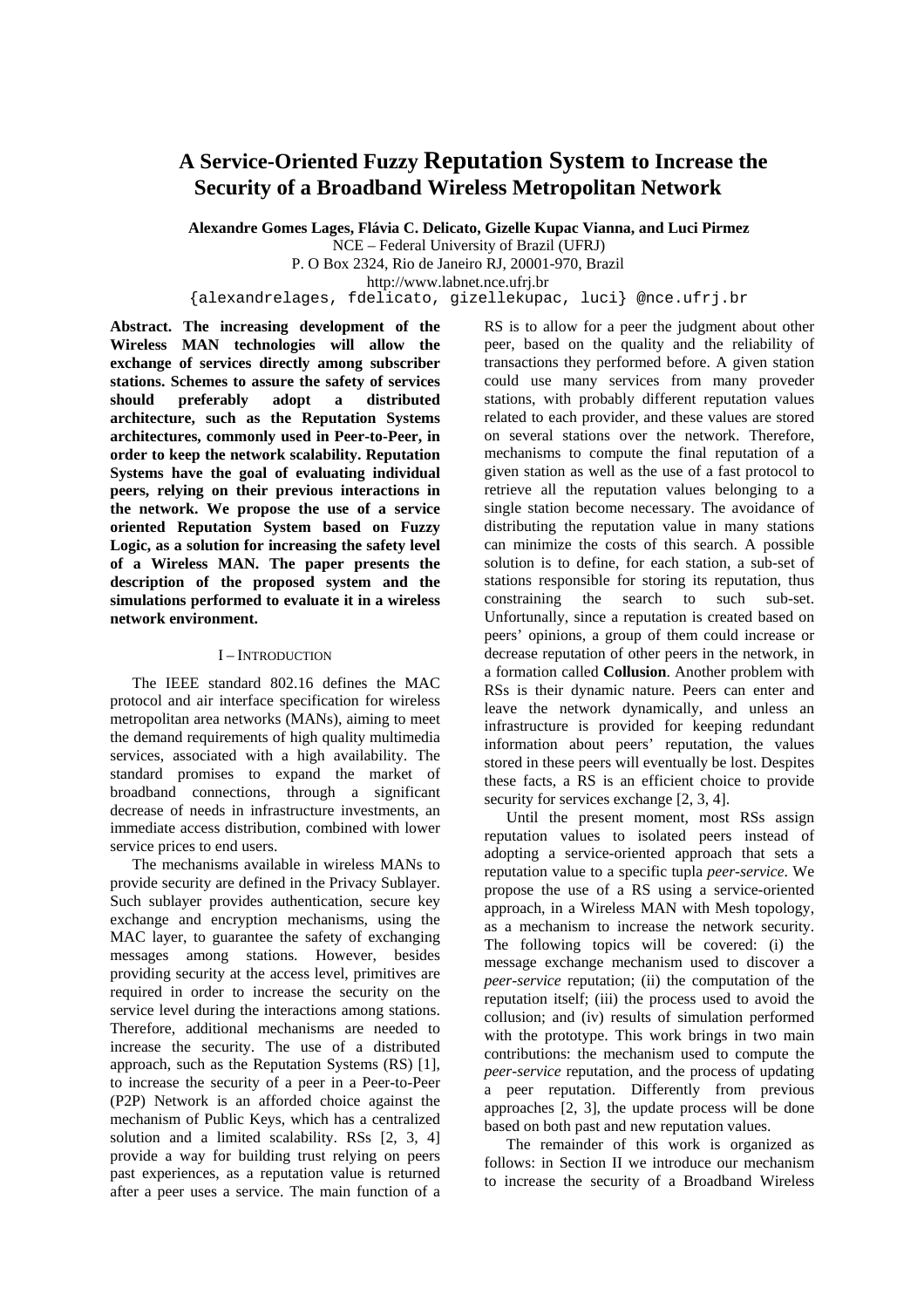# A Service-Oriented Fuzzy Reputation System to Increase the Security of a Broadband Wireless Metropolitan Network

**Alexandre Gomes Lages, Flávia C. Delicato, Gizelle Kupac Vianna, and Luci Pirmez**

NCE – Federal University of Brazil (UFRJ)
P. O Box 2324, Rio de Janeiro RJ, 20001-970, Brazil
http://www.labnet.nce.ufrj.br
{alexandrelages, fdelicato, gizellekupac, luci} @nce.ufrj.br

**Abstract. The increasing development of the Wireless MAN technologies will allow the exchange of services directly among subscriber stations. Schemes to assure the safety of services should preferably adopt a distributed architecture, such as the Reputation Systems architectures, commonly used in Peer-to-Peer, in order to keep the network scalability. Reputation Systems have the goal of evaluating individual peers, relying on their previous interactions in the network. We propose the use of a service oriented Reputation System based on Fuzzy Logic, as a solution for increasing the safety level of a Wireless MAN. The paper presents the description of the proposed system and the simulations performed to evaluate it in a wireless network environment.**

## I – Introduction

The IEEE standard 802.16 defines the MAC protocol and air interface specification for wireless metropolitan area networks (MANs), aiming to meet the demand requirements of high quality multimedia services, associated with a high availability. The standard promises to expand the market of broadband connections, through a significant decrease of needs in infrastructure investments, an immediate access distribution, combined with lower service prices to end users.

The mechanisms available in wireless MANs to provide security are defined in the Privacy Sublayer. Such sublayer provides authentication, secure key exchange and encryption mechanisms, using the MAC layer, to guarantee the safety of exchanging messages among stations. However, besides providing security at the access level, primitives are required in order to increase the security on the service level during the interactions among stations. Therefore, additional mechanisms are needed to increase the security. The use of a distributed approach, such as the Reputation Systems (RS) [1], to increase the security of a peer in a Peer-to-Peer (P2P) Network is an afforded choice against the mechanism of Public Keys, which has a centralized solution and a limited scalability. RSs [2, 3, 4] provide a way for building trust relying on peers past experiences, as a reputation value is returned after a peer uses a service. The main function of a RS is to allow for a peer the judgment about other peer, based on the quality and the reliability of transactions they performed before. A given station could use many services from many proveder stations, with probably different reputation values related to each provider, and these values are stored on several stations over the network. Therefore, mechanisms to compute the final reputation of a given station as well as the use of a fast protocol to retrieve all the reputation values belonging to a single station become necessary. The avoidance of distributing the reputation value in many stations can minimize the costs of this search. A possible solution is to define, for each station, a sub-set of stations responsible for storing its reputation, thus constraining the search to such sub-set. Unfortunally, since a reputation is created based on peers' opinions, a group of them could increase or decrease reputation of other peers in the network, in a formation called **Collusion**. Another problem with RSs is their dynamic nature. Peers can enter and leave the network dynamically, and unless an infrastructure is provided for keeping redundant information about peers' reputation, the values stored in these peers will eventually be lost. Despites these facts, a RS is an efficient choice to provide security for services exchange [2, 3, 4].

Until the present moment, most RSs assign reputation values to isolated peers instead of adopting a service-oriented approach that sets a reputation value to a specific tupla *peer-service*. We propose the use of a RS using a service-oriented approach, in a Wireless MAN with Mesh topology, as a mechanism to increase the network security. The following topics will be covered: (i) the message exchange mechanism used to discover a *peer-service* reputation; (ii) the computation of the reputation itself; (iii) the process used to avoid the collusion; and (iv) results of simulation performed with the prototype. This work brings in two main contributions: the mechanism used to compute the *peer-service* reputation, and the process of updating a peer reputation. Differently from previous approaches [2, 3], the update process will be done based on both past and new reputation values.

The remainder of this work is organized as follows: in Section II we introduce our mechanism to increase the security of a Broadband Wireless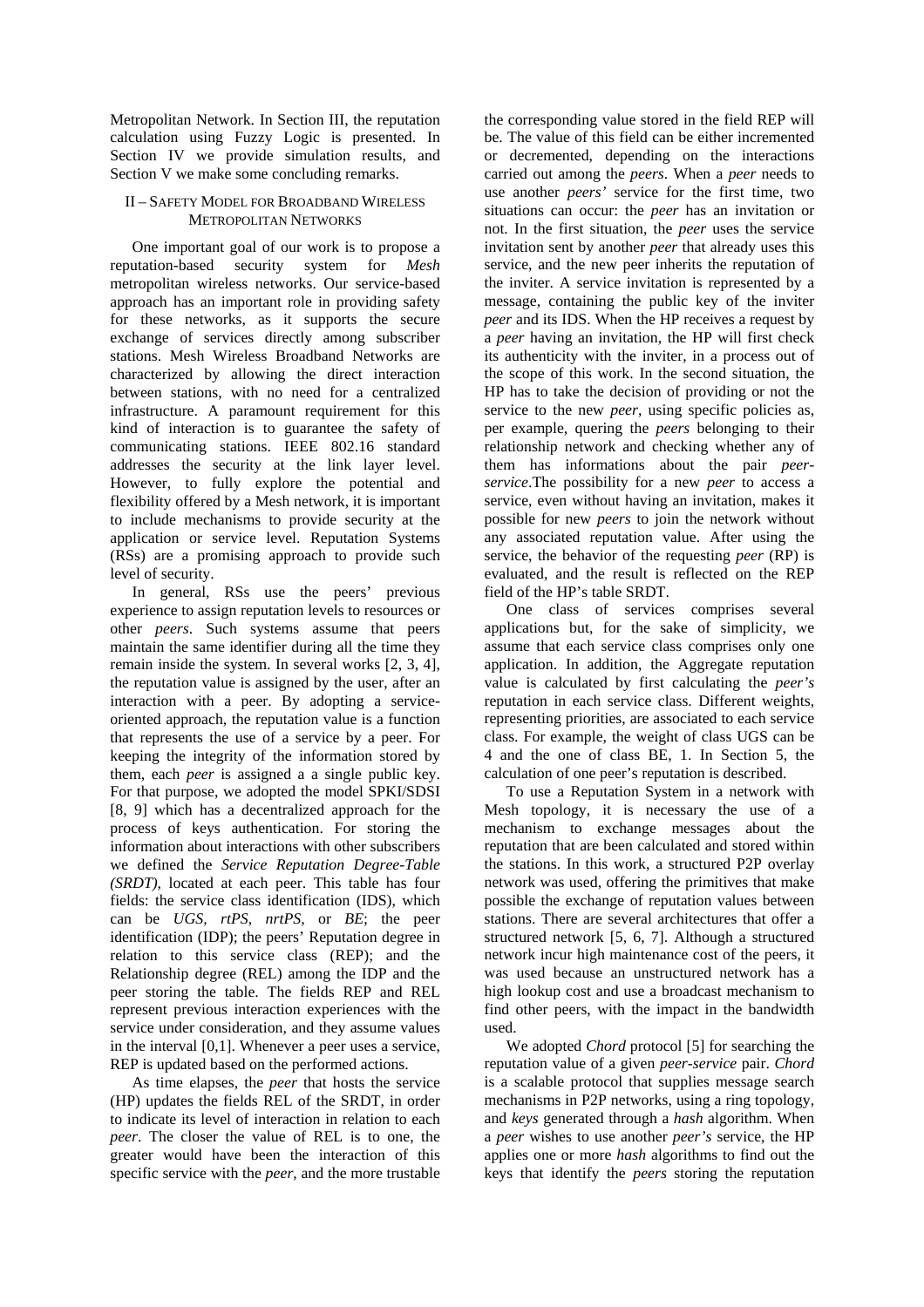Metropolitan Network. In Section III, the reputation calculation using Fuzzy Logic is presented. In Section IV we provide simulation results, and Section V we make some concluding remarks.

## II – Safety Model for Broadband Wireless Metropolitan Networks

One important goal of our work is to propose a reputation-based security system for *Mesh* metropolitan wireless networks. Our service-based approach has an important role in providing safety for these networks, as it supports the secure exchange of services directly among subscriber stations. Mesh Wireless Broadband Networks are characterized by allowing the direct interaction between stations, with no need for a centralized infrastructure. A paramount requirement for this kind of interaction is to guarantee the safety of communicating stations. IEEE 802.16 standard addresses the security at the link layer level. However, to fully explore the potential and flexibility offered by a Mesh network, it is important to include mechanisms to provide security at the application or service level. Reputation Systems (RSs) are a promising approach to provide such level of security.

In general, RSs use the peers' previous experience to assign reputation levels to resources or other *peers*. Such systems assume that peers maintain the same identifier during all the time they remain inside the system. In several works [2, 3, 4], the reputation value is assigned by the user, after an interaction with a peer. By adopting a service-oriented approach, the reputation value is a function that represents the use of a service by a peer. For keeping the integrity of the information stored by them, each *peer* is assigned a a single public key. For that purpose, we adopted the model SPKI/SDSI [8, 9] which has a decentralized approach for the process of keys authentication. For storing the information about interactions with other subscribers we defined the *Service Reputation Degree-Table (SRDT)*, located at each peer. This table has four fields: the service class identification (IDS), which can be *UGS*, *rtPS*, *nrtPS*, or *BE*; the peer identification (IDP); the peers' Reputation degree in relation to this service class (REP); and the Relationship degree (REL) among the IDP and the peer storing the table. The fields REP and REL represent previous interaction experiences with the service under consideration, and they assume values in the interval [0,1]. Whenever a peer uses a service, REP is updated based on the performed actions.

As time elapses, the *peer* that hosts the service (HP) updates the fields REL of the SRDT, in order to indicate its level of interaction in relation to each *peer*. The closer the value of REL is to one, the greater would have been the interaction of this specific service with the *peer*, and the more trustable the corresponding value stored in the field REP will be. The value of this field can be either incremented or decremented, depending on the interactions carried out among the *peers*. When a *peer* needs to use another *peers'* service for the first time, two situations can occur: the *peer* has an invitation or not. In the first situation, the *peer* uses the service invitation sent by another *peer* that already uses this service, and the new peer inherits the reputation of the inviter. A service invitation is represented by a message, containing the public key of the inviter *peer* and its IDS. When the HP receives a request by a *peer* having an invitation, the HP will first check its authenticity with the inviter, in a process out of the scope of this work. In the second situation, the HP has to take the decision of providing or not the service to the new *peer*, using specific policies as, per example, quering the *peers* belonging to their relationship network and checking whether any of them has informations about the pair *peer-service*.The possibility for a new *peer* to access a service, even without having an invitation, makes it possible for new *peers* to join the network without any associated reputation value. After using the service, the behavior of the requesting *peer* (RP) is evaluated, and the result is reflected on the REP field of the HP's table SRDT.

One class of services comprises several applications but, for the sake of simplicity, we assume that each service class comprises only one application. In addition, the Aggregate reputation value is calculated by first calculating the *peer's* reputation in each service class. Different weights, representing priorities, are associated to each service class. For example, the weight of class UGS can be 4 and the one of class BE, 1. In Section 5, the calculation of one peer's reputation is described.

To use a Reputation System in a network with Mesh topology, it is necessary the use of a mechanism to exchange messages about the reputation that are been calculated and stored within the stations. In this work, a structured P2P overlay network was used, offering the primitives that make possible the exchange of reputation values between stations. There are several architectures that offer a structured network [5, 6, 7]. Although a structured network incur high maintenance cost of the peers, it was used because an unstructured network has a high lookup cost and use a broadcast mechanism to find other peers, with the impact in the bandwidth used.

We adopted *Chord* protocol [5] for searching the reputation value of a given *peer-service* pair. *Chord* is a scalable protocol that supplies message search mechanisms in P2P networks, using a ring topology, and *keys* generated through a *hash* algorithm. When a *peer* wishes to use another *peer's* service, the HP applies one or more *hash* algorithms to find out the keys that identify the *peers* storing the reputation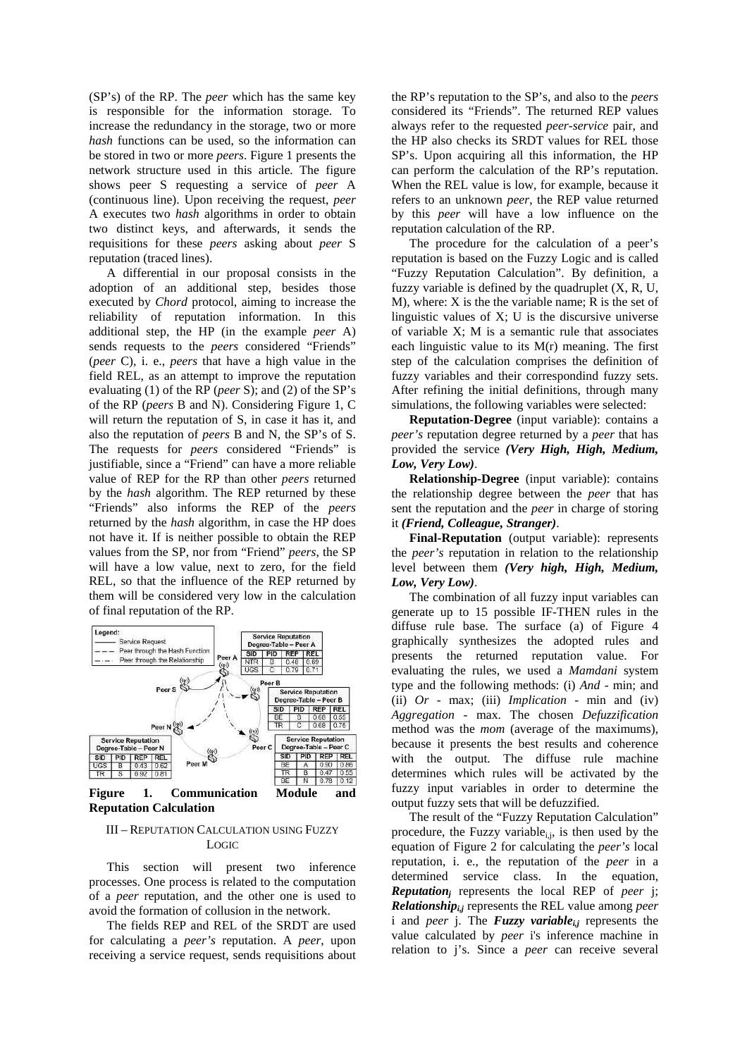(SP's) of the RP. The *peer* which has the same key is responsible for the information storage. To increase the redundancy in the storage, two or more *hash* functions can be used, so the information can be stored in two or more *peers*. Figure 1 presents the network structure used in this article. The figure shows peer S requesting a service of *peer* A (continuous line). Upon receiving the request, *peer* A executes two *hash* algorithms in order to obtain two distinct keys, and afterwards, it sends the requisitions for these *peers* asking about *peer* S reputation (traced lines).

A differential in our proposal consists in the adoption of an additional step, besides those executed by *Chord* protocol, aiming to increase the reliability of reputation information. In this additional step, the HP (in the example *peer* A) sends requests to the *peers* considered "Friends" (*peer* C), i. e., *peers* that have a high value in the field REL, as an attempt to improve the reputation evaluating (1) of the RP (*peer* S); and (2) of the SP's of the RP (*peers* B and N). Considering Figure 1, C will return the reputation of S, in case it has it, and also the reputation of *peers* B and N, the SP's of S. The requests for *peers* considered "Friends" is justifiable, since a "Friend" can have a more reliable value of REP for the RP than other *peers* returned by the *hash* algorithm. The REP returned by these "Friends" also informs the REP of the *peers* returned by the *hash* algorithm, in case the HP does not have it. If is neither possible to obtain the REP values from the SP, nor from "Friend" *peers*, the SP will have a low value, next to zero, for the field REL, so that the influence of the REP returned by them will be considered very low in the calculation of final reputation of the RP.

Legend: —— Service Request; – – – Peer through the Hash Function; –·–·– Peer through the Relationship

Service Reputation Degree-Table – Peer A

| SID | PID | REP | REL |
|---|---|---|---|
| NTR | B | 0.46 | 0.69 |
| UGS | C | 0.79 | 0.71 |

Service Reputation Degree-Table – Peer B

| SID | PID | REP | REL |
|---|---|---|---|
| BE | S | 0.66 | 0.55 |
| TR | C | 0.68 | 0.75 |

Service Reputation Degree-Table – Peer N

| SID | PID | REP | REL |
|---|---|---|---|
| UGS | B | 0.43 | 0.62 |
| TR | S | 0.92 | 0.81 |

Service Reputation Degree-Table – Peer C

| SID | PID | REP | REL |
|---|---|---|---|
| BE | A | 0.90 | 0.86 |
| TR | B | 0.47 | 0.55 |
| BE | N | 0.78 | 0.12 |

**Figure 1. Communication Module and Reputation Calculation**

## III – Reputation Calculation using Fuzzy Logic

This section will present two inference processes. One process is related to the computation of a *peer* reputation, and the other one is used to avoid the formation of collusion in the network.

The fields REP and REL of the SRDT are used for calculating a *peer's* reputation. A *peer*, upon receiving a service request, sends requisitions about the RP's reputation to the SP's, and also to the *peers* considered its "Friends". The returned REP values always refer to the requested *peer-service* pair, and the HP also checks its SRDT values for REL those SP's. Upon acquiring all this information, the HP can perform the calculation of the RP's reputation. When the REL value is low, for example, because it refers to an unknown *peer*, the REP value returned by this *peer* will have a low influence on the reputation calculation of the RP.

The procedure for the calculation of a peer's reputation is based on the Fuzzy Logic and is called "Fuzzy Reputation Calculation". By definition, a fuzzy variable is defined by the quadruplet (X, R, U, M), where: X is the the variable name; R is the set of linguistic values of X; U is the discursive universe of variable X; M is a semantic rule that associates each linguistic value to its M(r) meaning. The first step of the calculation comprises the definition of fuzzy variables and their correspondind fuzzy sets. After refining the initial definitions, through many simulations, the following variables were selected:

**Reputation-Degree** (input variable): contains a *peer's* reputation degree returned by a *peer* that has provided the service ***(Very High, High, Medium, Low, Very Low)***.

**Relationship-Degree** (input variable): contains the relationship degree between the *peer* that has sent the reputation and the *peer* in charge of storing it ***(Friend, Colleague, Stranger)***.

**Final-Reputation** (output variable): represents the *peer's* reputation in relation to the relationship level between them ***(Very high, High, Medium, Low, Very Low)***.

The combination of all fuzzy input variables can generate up to 15 possible IF-THEN rules in the diffuse rule base. The surface (a) of Figure 4 graphically synthesizes the adopted rules and presents the returned reputation value. For evaluating the rules, we used a *Mamdani* system type and the following methods: (i) *And* - min; and (ii) *Or* - max; (iii) *Implication* - min and (iv) *Aggregation* - max. The chosen *Defuzzification* method was the *mom* (average of the maximums), because it presents the best results and coherence with the output. The diffuse rule machine determines which rules will be activated by the fuzzy input variables in order to determine the output fuzzy sets that will be defuzzified.

The result of the "Fuzzy Reputation Calculation" procedure, the Fuzzy $\text{variable}_{i,j}$, is then used by the equation of Figure 2 for calculating the *peer's* local reputation, i. e., the reputation of the *peer* in a determined service class. In the equation, $\textbf{\textit{Reputation}}_j$ represents the local REP of *peer* j; $\textbf{\textit{Relationship}}_{i,j}$ represents the REL value among *peer* i and *peer* j. The $\textbf{\textit{Fuzzy variable}}_{i,j}$ represents the value calculated by *peer* i's inference machine in relation to j's. Since a *peer* can receive several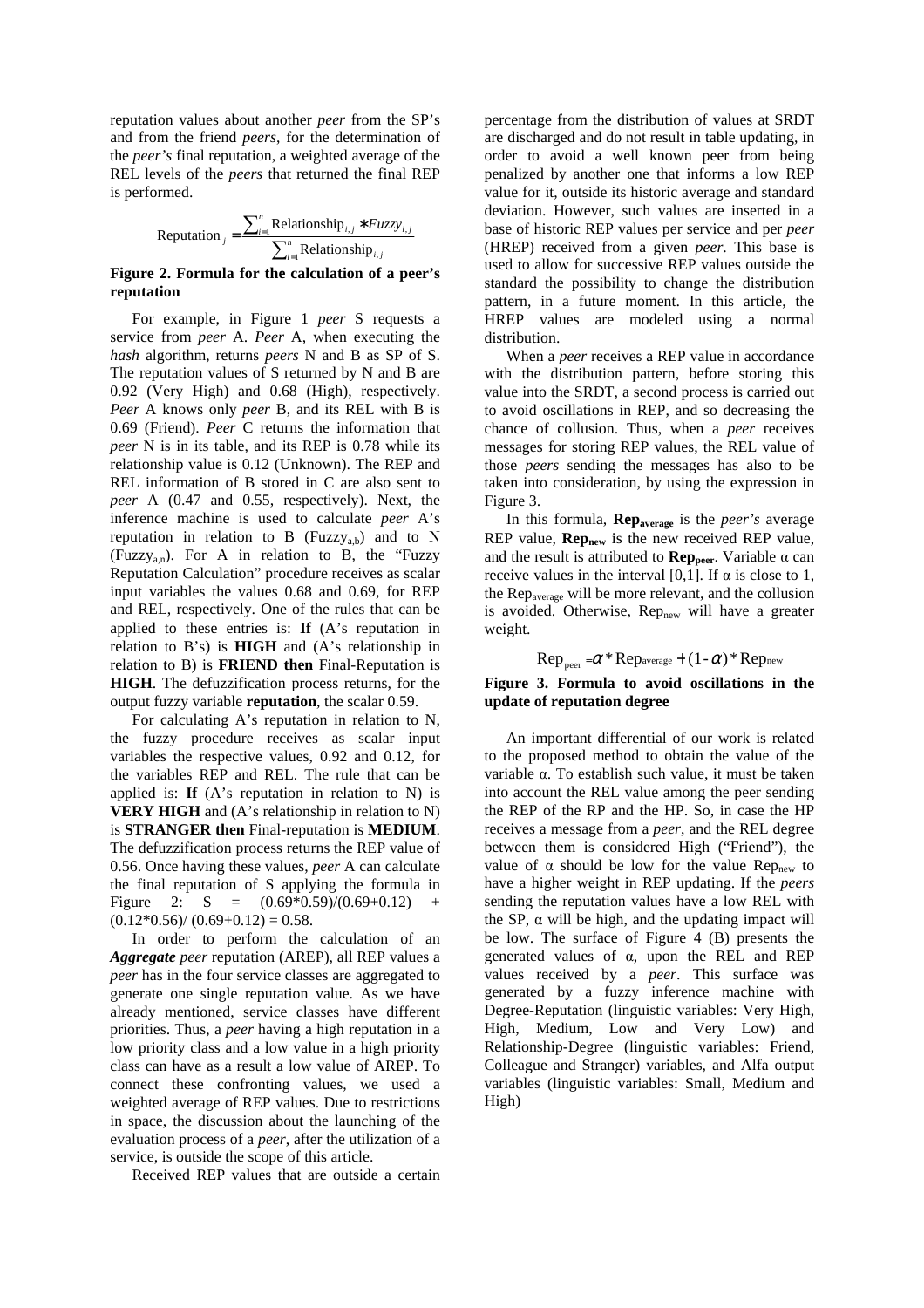reputation values about another *peer* from the SP's and from the friend *peers*, for the determination of the *peer's* final reputation, a weighted average of the REL levels of the *peers* that returned the final REP is performed.

$$\text{Reputation}_j = \frac{\sum_{i=1}^{n} \text{Relationship}_{i,j} * Fuzzy_{i,j}}{\sum_{i=1}^{n} \text{Relationship}_{i,j}}$$

**Figure 2. Formula for the calculation of a peer's reputation**

For example, in Figure 1 *peer* S requests a service from *peer* A. *Peer* A, when executing the *hash* algorithm, returns *peers* N and B as SP of S. The reputation values of S returned by N and B are 0.92 (Very High) and 0.68 (High), respectively. *Peer* A knows only *peer* B, and its REL with B is 0.69 (Friend). *Peer* C returns the information that *peer* N is in its table, and its REP is 0.78 while its relationship value is 0.12 (Unknown). The REP and REL information of B stored in C are also sent to *peer* A (0.47 and 0.55, respectively). Next, the inference machine is used to calculate *peer* A's reputation in relation to B ($Fuzzy_{a,b}$) and to N ($Fuzzy_{a,n}$). For A in relation to B, the "Fuzzy Reputation Calculation" procedure receives as scalar input variables the values 0.68 and 0.69, for REP and REL, respectively. One of the rules that can be applied to these entries is: **If** (A's reputation in relation to B's) is **HIGH** and (A's relationship in relation to B) is **FRIEND then** Final-Reputation is **HIGH**. The defuzzification process returns, for the output fuzzy variable **reputation**, the scalar 0.59.

For calculating A's reputation in relation to N, the fuzzy procedure receives as scalar input variables the respective values, 0.92 and 0.12, for the variables REP and REL. The rule that can be applied is: **If** (A's reputation in relation to N) is **VERY HIGH** and (A's relationship in relation to N) is **STRANGER then** Final-reputation is **MEDIUM**. The defuzzification process returns the REP value of 0.56. Once having these values, *peer* A can calculate the final reputation of S applying the formula in Figure 2: S = (0.69*0.59)/(0.69+0.12) + (0.12*0.56)/ (0.69+0.12) = 0.58.

In order to perform the calculation of an ***Aggregate*** *peer* reputation (AREP), all REP values a *peer* has in the four service classes are aggregated to generate one single reputation value. As we have already mentioned, service classes have different priorities. Thus, a *peer* having a high reputation in a low priority class and a low value in a high priority class can have as a result a low value of AREP. To connect these confronting values, we used a weighted average of REP values. Due to restrictions in space, the discussion about the launching of the evaluation process of a *peer*, after the utilization of a service, is outside the scope of this article.

Received REP values that are outside a certain percentage from the distribution of values at SRDT are discharged and do not result in table updating, in order to avoid a well known peer from being penalized by another one that informs a low REP value for it, outside its historic average and standard deviation. However, such values are inserted in a base of historic REP values per service and per *peer* (HREP) received from a given *peer*. This base is used to allow for successive REP values outside the standard the possibility to change the distribution pattern, in a future moment. In this article, the HREP values are modeled using a normal distribution.

When a *peer* receives a REP value in accordance with the distribution pattern, before storing this value into the SRDT, a second process is carried out to avoid oscillations in REP, and so decreasing the chance of collusion. Thus, when a *peer* receives messages for storing REP values, the REL value of those *peers* sending the messages has also to be taken into consideration, by using the expression in Figure 3.

In this formula, $\mathbf{Rep_{average}}$ is the *peer's* average REP value, $\mathbf{Rep_{new}}$ is the new received REP value, and the result is attributed to $\mathbf{Rep_{peer}}$. Variable α can receive values in the interval [0,1]. If α is close to 1, the $Rep_{average}$ will be more relevant, and the collusion is avoided. Otherwise, $Rep_{new}$ will have a greater weight.

$$\text{Rep}_{peer} = \alpha * \text{Rep}_{average} + (1-\alpha) * \text{Rep}_{new}$$

**Figure 3. Formula to avoid oscillations in the update of reputation degree**

An important differential of our work is related to the proposed method to obtain the value of the variable α. To establish such value, it must be taken into account the REL value among the peer sending the REP of the RP and the HP. So, in case the HP receives a message from a *peer*, and the REL degree between them is considered High ("Friend"), the value of α should be low for the value $Rep_{new}$ to have a higher weight in REP updating. If the *peers* sending the reputation values have a low REL with the SP, α will be high, and the updating impact will be low. The surface of Figure 4 (B) presents the generated values of α, upon the REL and REP values received by a *peer*. This surface was generated by a fuzzy inference machine with Degree-Reputation (linguistic variables: Very High, High, Medium, Low and Very Low) and Relationship-Degree (linguistic variables: Friend, Colleague and Stranger) variables, and Alfa output variables (linguistic variables: Small, Medium and High)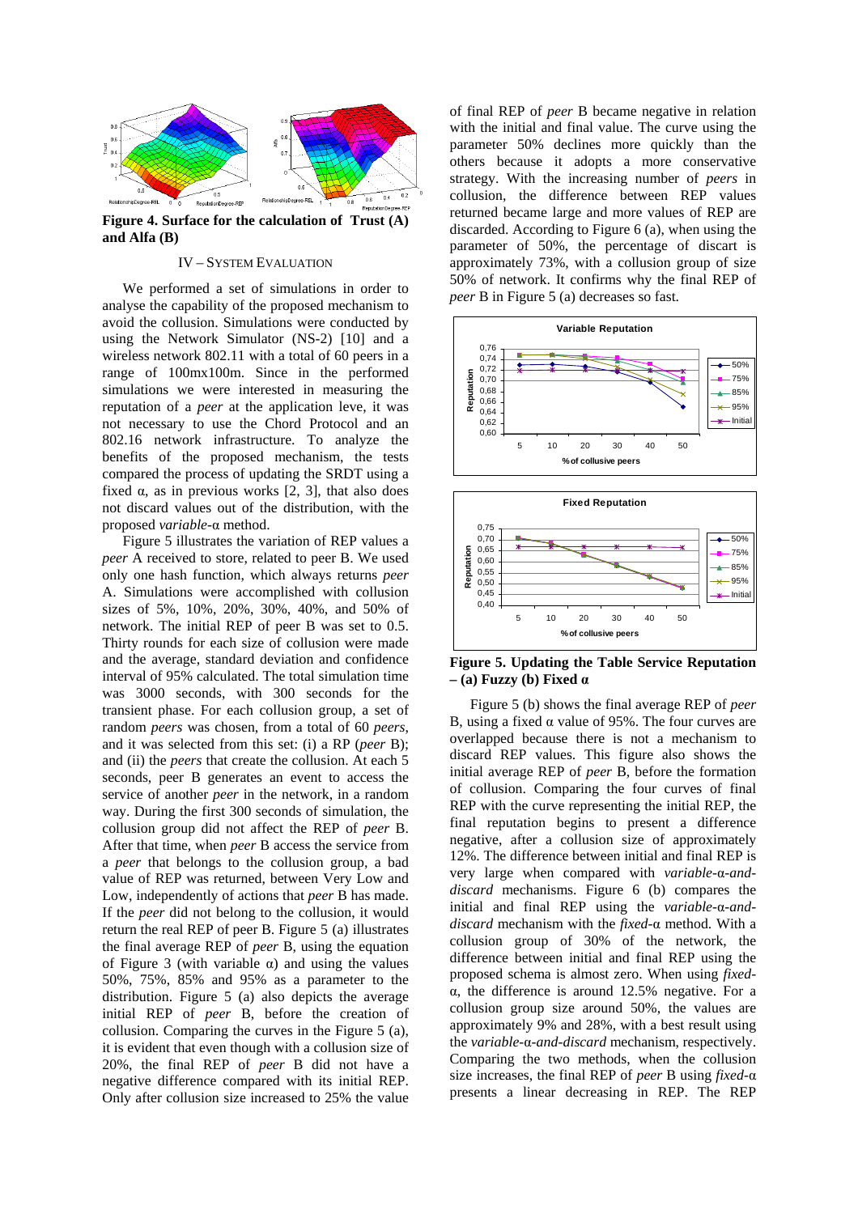**Figure 4. Surface for the calculation of Trust (A) and Alfa (B)**

## IV – SYSTEM EVALUATION

We performed a set of simulations in order to analyse the capability of the proposed mechanism to avoid the collusion. Simulations were conducted by using the Network Simulator (NS-2) [10] and a wireless network 802.11 with a total of 60 peers in a range of 100mx100m. Since in the performed simulations we were interested in measuring the reputation of a *peer* at the application leve, it was not necessary to use the Chord Protocol and an 802.16 network infrastructure. To analyze the benefits of the proposed mechanism, the tests compared the process of updating the SRDT using a fixed α, as in previous works [2, 3], that also does not discard values out of the distribution, with the proposed *variable*-α method.

Figure 5 illustrates the variation of REP values a *peer* A received to store, related to peer B. We used only one hash function, which always returns *peer* A. Simulations were accomplished with collusion sizes of 5%, 10%, 20%, 30%, 40%, and 50% of network. The initial REP of peer B was set to 0.5. Thirty rounds for each size of collusion were made and the average, standard deviation and confidence interval of 95% calculated. The total simulation time was 3000 seconds, with 300 seconds for the transient phase. For each collusion group, a set of random *peers* was chosen, from a total of 60 *peers*, and it was selected from this set: (i) a RP (*peer* B); and (ii) the *peers* that create the collusion. At each 5 seconds, peer B generates an event to access the service of another *peer* in the network, in a random way. During the first 300 seconds of simulation, the collusion group did not affect the REP of *peer* B. After that time, when *peer* B access the service from a *peer* that belongs to the collusion group, a bad value of REP was returned, between Very Low and Low, independently of actions that *peer* B has made. If the *peer* did not belong to the collusion, it would return the real REP of peer B. Figure 5 (a) illustrates the final average REP of *peer* B, using the equation of Figure 3 (with variable α) and using the values 50%, 75%, 85% and 95% as a parameter to the distribution. Figure 5 (a) also depicts the average initial REP of *peer* B, before the creation of collusion. Comparing the curves in the Figure 5 (a), it is evident that even though with a collusion size of 20%, the final REP of *peer* B did not have a negative difference compared with its initial REP. Only after collusion size increased to 25% the value of final REP of *peer* B became negative in relation with the initial and final value. The curve using the parameter 50% declines more quickly than the others because it adopts a more conservative strategy. With the increasing number of *peers* in collusion, the difference between REP values returned became large and more values of REP are discarded. According to Figure 6 (a), when using the parameter of 50%, the percentage of discart is approximately 73%, with a collusion group of size 50% of network. It confirms why the final REP of *peer* B in Figure 5 (a) decreases so fast.

**Figure 5. Updating the Table Service Reputation – (a) Fuzzy (b) Fixed α**

Figure 5 (b) shows the final average REP of *peer* B, using a fixed α value of 95%. The four curves are overlapped because there is not a mechanism to discard REP values. This figure also shows the initial average REP of *peer* B, before the formation of collusion. Comparing the four curves of final REP with the curve representing the initial REP, the final reputation begins to present a difference negative, after a collusion size of approximately 12%. The difference between initial and final REP is very large when compared with *variable*-α-*and-discard* mechanisms. Figure 6 (b) compares the initial and final REP using the *variable*-α-*and-discard* mechanism with the *fixed*-α method. With a collusion group of 30% of the network, the difference between initial and final REP using the proposed schema is almost zero. When using *fixed*-α, the difference is around 12.5% negative. For a collusion group size around 50%, the values are approximately 9% and 28%, with a best result using the *variable*-α-*and-discard* mechanism, respectively. Comparing the two methods, when the collusion size increases, the final REP of *peer* B using *fixed*-α presents a linear decreasing in REP. The REP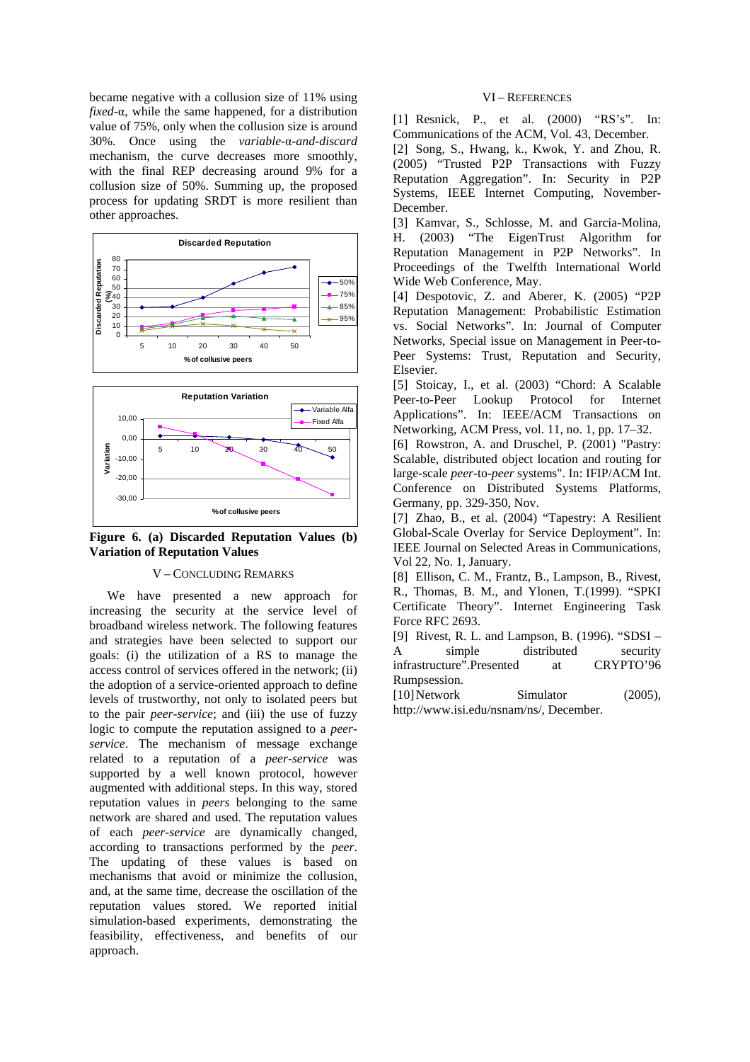became negative with a collusion size of 11% using *fixed-α*, while the same happened, for a distribution value of 75%, only when the collusion size is around 30%. Once using the *variable-α-and-discard* mechanism, the curve decreases more smoothly, with the final REP decreasing around 9% for a collusion size of 50%. Summing up, the proposed process for updating SRDT is more resilient than other approaches.

Discarded Reputation

Discarded Reputation (%)

80
70
60
50
40
30
20
10
0

5 10 20 30 40 50

% of collusive peers

50%
75%
85%
95%

Reputation Variation

Variation

10,00
0,00
-10,00
-20,00
-30,00

5 10 20 30 40 50

% of collusive peers

Variable Alfa
Fixed Alfa

**Figure 6. (a) Discarded Reputation Values (b) Variation of Reputation Values**

## V – Concluding Remarks

We have presented a new approach for increasing the security at the service level of broadband wireless network. The following features and strategies have been selected to support our goals: (i) the utilization of a RS to manage the access control of services offered in the network; (ii) the adoption of a service-oriented approach to define levels of trustworthy, not only to isolated peers but to the pair *peer-service*; and (iii) the use of fuzzy logic to compute the reputation assigned to a *peer-service*. The mechanism of message exchange related to a reputation of a *peer-service* was supported by a well known protocol, however augmented with additional steps. In this way, stored reputation values in *peers* belonging to the same network are shared and used. The reputation values of each *peer-service* are dynamically changed, according to transactions performed by the *peer*. The updating of these values is based on mechanisms that avoid or minimize the collusion, and, at the same time, decrease the oscillation of the reputation values stored. We reported initial simulation-based experiments, demonstrating the feasibility, effectiveness, and benefits of our approach.

## VI – References

[1] Resnick, P., et al. (2000) "RS's". In: Communications of the ACM, Vol. 43, December.

[2] Song, S., Hwang, k., Kwok, Y. and Zhou, R. (2005) "Trusted P2P Transactions with Fuzzy Reputation Aggregation". In: Security in P2P Systems, IEEE Internet Computing, November-December.

[3] Kamvar, S., Schlosse, M. and Garcia-Molina, H. (2003) "The EigenTrust Algorithm for Reputation Management in P2P Networks". In Proceedings of the Twelfth International World Wide Web Conference, May.

[4] Despotovic, Z. and Aberer, K. (2005) "P2P Reputation Management: Probabilistic Estimation vs. Social Networks". In: Journal of Computer Networks, Special issue on Management in Peer-to-Peer Systems: Trust, Reputation and Security, Elsevier.

[5] Stoicay, I., et al. (2003) "Chord: A Scalable Peer-to-Peer Lookup Protocol for Internet Applications". In: IEEE/ACM Transactions on Networking, ACM Press, vol. 11, no. 1, pp. 17–32.

[6] Rowstron, A. and Druschel, P. (2001) "Pastry: Scalable, distributed object location and routing for large-scale *peer*-to-*peer* systems". In: IFIP/ACM Int. Conference on Distributed Systems Platforms, Germany, pp. 329-350, Nov.

[7] Zhao, B., et al. (2004) "Tapestry: A Resilient Global-Scale Overlay for Service Deployment". In: IEEE Journal on Selected Areas in Communications, Vol 22, No. 1, January.

[8] Ellison, C. M., Frantz, B., Lampson, B., Rivest, R., Thomas, B. M., and Ylonen, T.(1999). "SPKI Certificate Theory". Internet Engineering Task Force RFC 2693.

[9] Rivest, R. L. and Lampson, B. (1996). "SDSI – A simple distributed security infrastructure".Presented at CRYPTO'96 Rumpsession.

[10] Network Simulator (2005), http://www.isi.edu/nsnam/ns/, December.